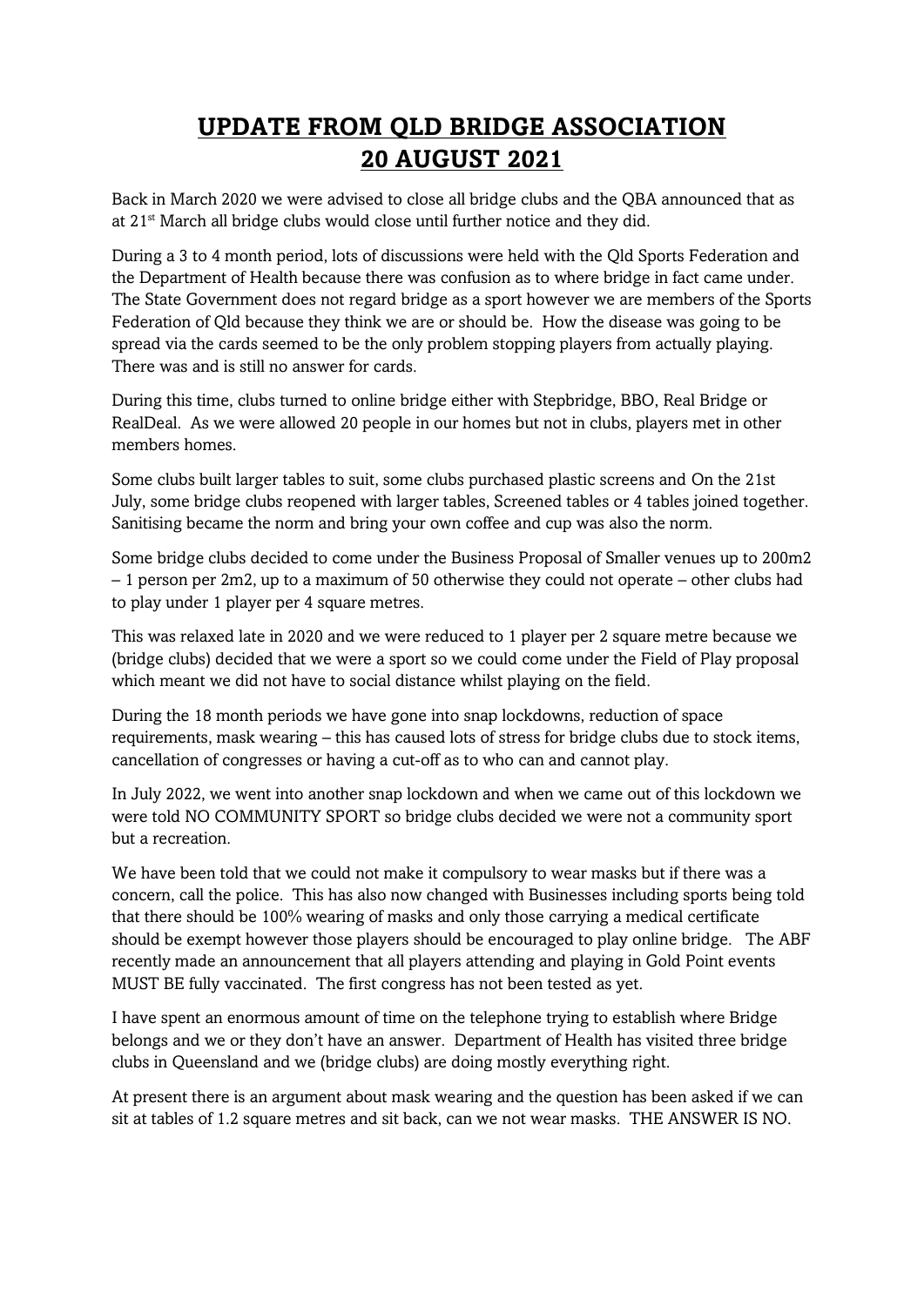# UPDATE FROM QLD BRIDGE ASSOCIATION 20 AUGUST 2021

Back in March 2020 we were advised to close all bridge clubs and the QBA announced that as at 21st March all bridge clubs would close until further notice and they did.

During a 3 to 4 month period, lots of discussions were held with the Qld Sports Federation and the Department of Health because there was confusion as to where bridge in fact came under. The State Government does not regard bridge as a sport however we are members of the Sports Federation of Qld because they think we are or should be. How the disease was going to be spread via the cards seemed to be the only problem stopping players from actually playing. There was and is still no answer for cards.

During this time, clubs turned to online bridge either with Stepbridge, BBO, Real Bridge or RealDeal. As we were allowed 20 people in our homes but not in clubs, players met in other members homes.

Some clubs built larger tables to suit, some clubs purchased plastic screens and On the 21st July, some bridge clubs reopened with larger tables, Screened tables or 4 tables joined together. Sanitising became the norm and bring your own coffee and cup was also the norm.

Some bridge clubs decided to come under the Business Proposal of Smaller venues up to 200m2 – 1 person per 2m2, up to a maximum of 50 otherwise they could not operate – other clubs had to play under 1 player per 4 square metres.

This was relaxed late in 2020 and we were reduced to 1 player per 2 square metre because we (bridge clubs) decided that we were a sport so we could come under the Field of Play proposal which meant we did not have to social distance whilst playing on the field.

During the 18 month periods we have gone into snap lockdowns, reduction of space requirements, mask wearing – this has caused lots of stress for bridge clubs due to stock items, cancellation of congresses or having a cut-off as to who can and cannot play.

In July 2022, we went into another snap lockdown and when we came out of this lockdown we were told NO COMMUNITY SPORT so bridge clubs decided we were not a community sport but a recreation.

We have been told that we could not make it compulsory to wear masks but if there was a concern, call the police. This has also now changed with Businesses including sports being told that there should be 100% wearing of masks and only those carrying a medical certificate should be exempt however those players should be encouraged to play online bridge. The ABF recently made an announcement that all players attending and playing in Gold Point events MUST BE fully vaccinated. The first congress has not been tested as yet.

I have spent an enormous amount of time on the telephone trying to establish where Bridge belongs and we or they don't have an answer. Department of Health has visited three bridge clubs in Queensland and we (bridge clubs) are doing mostly everything right.

At present there is an argument about mask wearing and the question has been asked if we can sit at tables of 1.2 square metres and sit back, can we not wear masks. THE ANSWER IS NO.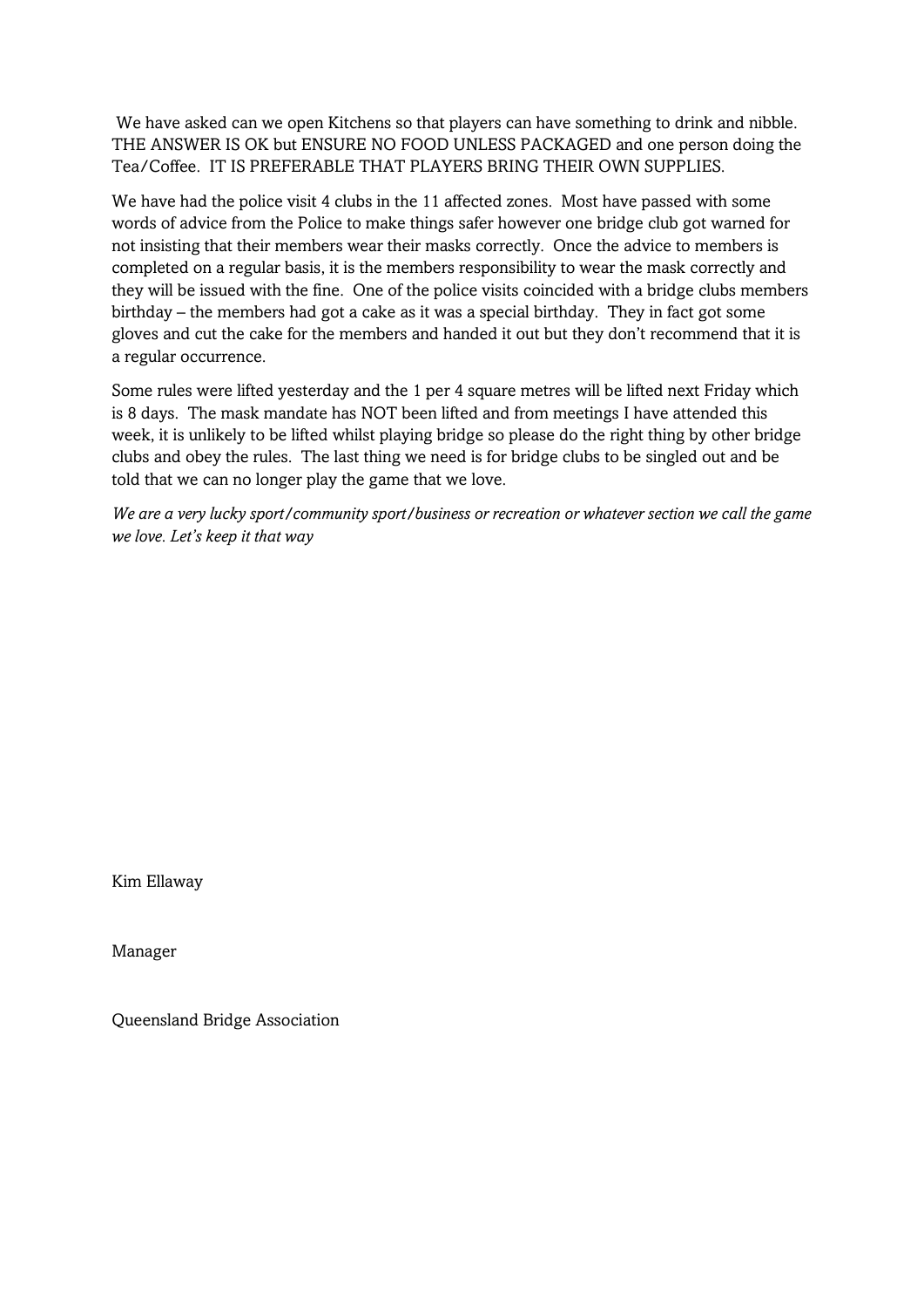We have asked can we open Kitchens so that players can have something to drink and nibble. THE ANSWER IS OK but ENSURE NO FOOD UNLESS PACKAGED and one person doing the Tea/Coffee. IT IS PREFERABLE THAT PLAYERS BRING THEIR OWN SUPPLIES.

We have had the police visit 4 clubs in the 11 affected zones. Most have passed with some words of advice from the Police to make things safer however one bridge club got warned for not insisting that their members wear their masks correctly. Once the advice to members is completed on a regular basis, it is the members responsibility to wear the mask correctly and they will be issued with the fine. One of the police visits coincided with a bridge clubs members birthday – the members had got a cake as it was a special birthday. They in fact got some gloves and cut the cake for the members and handed it out but they don't recommend that it is a regular occurrence.

Some rules were lifted yesterday and the 1 per 4 square metres will be lifted next Friday which is 8 days. The mask mandate has NOT been lifted and from meetings I have attended this week, it is unlikely to be lifted whilst playing bridge so please do the right thing by other bridge clubs and obey the rules. The last thing we need is for bridge clubs to be singled out and be told that we can no longer play the game that we love.

*We are a very lucky sport/community sport/business or recreation or whatever section we call the game we love. Let's keep it that way*

Kim Ellaway

Manager

Queensland Bridge Association